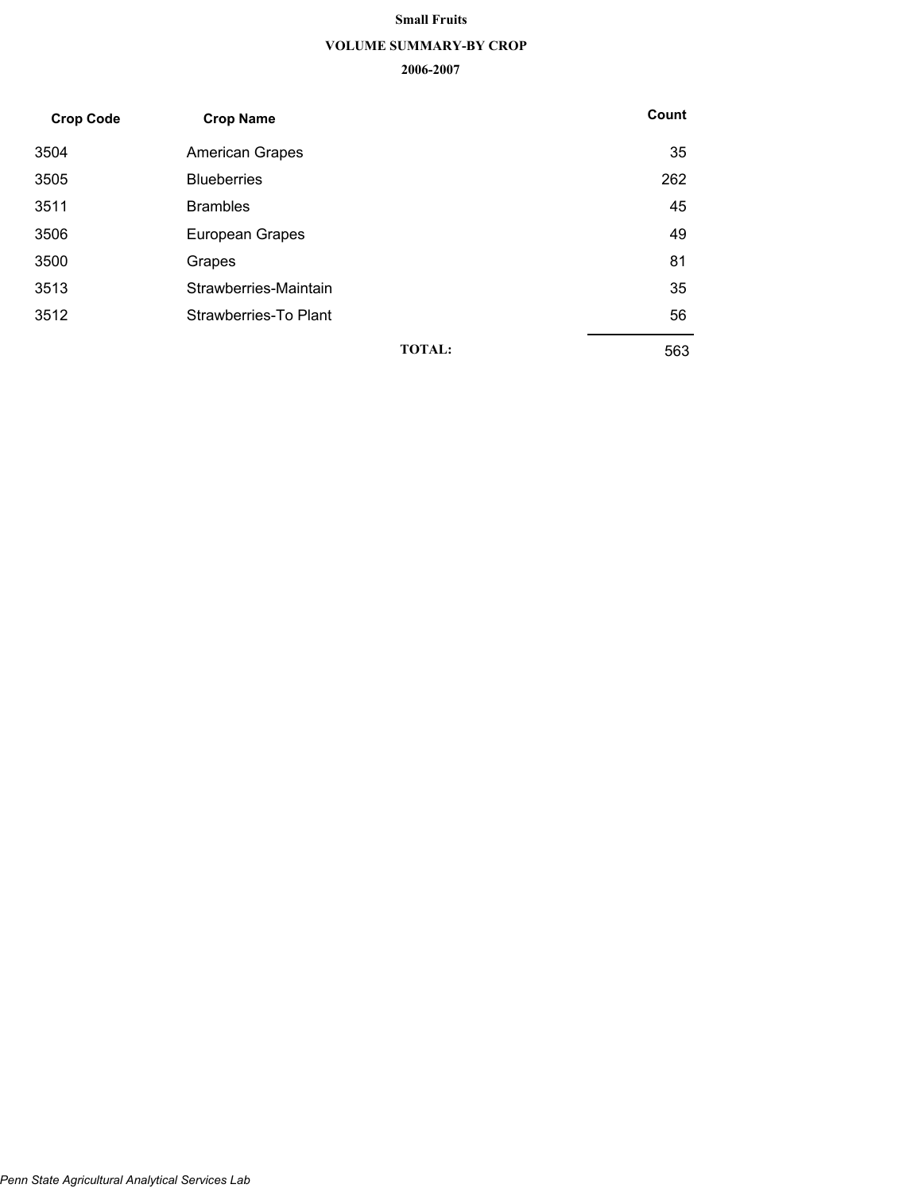# Small Fruits

## VOLUME SUMMARY-BY CROP

### 2006-2007

| Crop Code | Crop Name | Count |
|---|---|---|
| 3504 | American Grapes | 35 |
| 3505 | Blueberries | 262 |
| 3511 | Brambles | 45 |
| 3506 | European Grapes | 49 |
| 3500 | Grapes | 81 |
| 3513 | Strawberries-Maintain | 35 |
| 3512 | Strawberries-To Plant | 56 |
| | **TOTAL:** | 563 |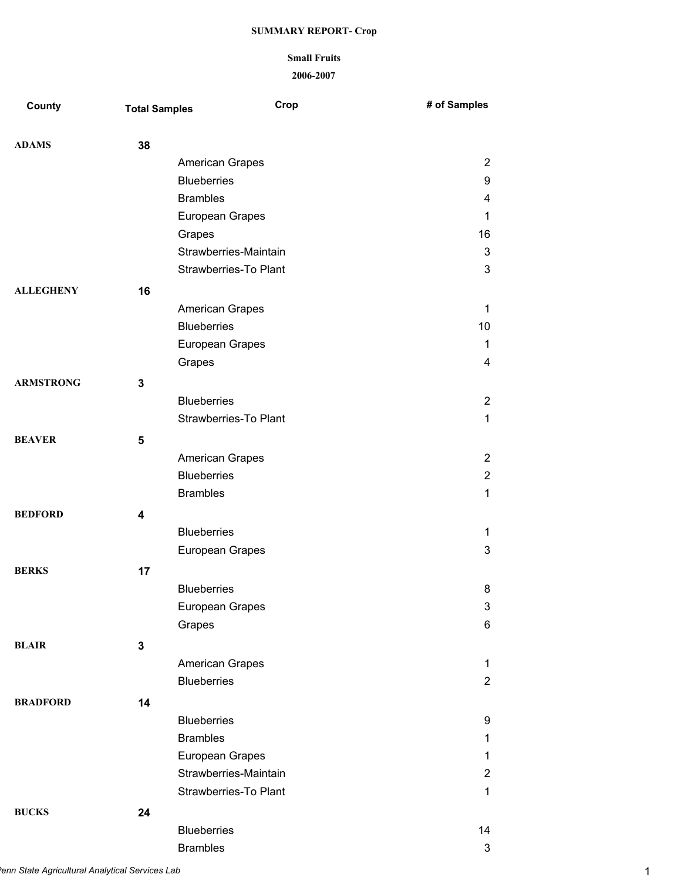**SUMMARY REPORT- Crop**

**Small Fruits**

**2006-2007**

| County | Total Samples | Crop | # of Samples |
|---|---|---|---|
| **ADAMS** | **38** | | |
| | | American Grapes | 2 |
| | | Blueberries | 9 |
| | | Brambles | 4 |
| | | European Grapes | 1 |
| | | Grapes | 16 |
| | | Strawberries-Maintain | 3 |
| | | Strawberries-To Plant | 3 |
| **ALLEGHENY** | **16** | | |
| | | American Grapes | 1 |
| | | Blueberries | 10 |
| | | European Grapes | 1 |
| | | Grapes | 4 |
| **ARMSTRONG** | **3** | | |
| | | Blueberries | 2 |
| | | Strawberries-To Plant | 1 |
| **BEAVER** | **5** | | |
| | | American Grapes | 2 |
| | | Blueberries | 2 |
| | | Brambles | 1 |
| **BEDFORD** | **4** | | |
| | | Blueberries | 1 |
| | | European Grapes | 3 |
| **BERKS** | **17** | | |
| | | Blueberries | 8 |
| | | European Grapes | 3 |
| | | Grapes | 6 |
| **BLAIR** | **3** | | |
| | | American Grapes | 1 |
| | | Blueberries | 2 |
| **BRADFORD** | **14** | | |
| | | Blueberries | 9 |
| | | Brambles | 1 |
| | | European Grapes | 1 |
| | | Strawberries-Maintain | 2 |
| | | Strawberries-To Plant | 1 |
| **BUCKS** | **24** | | |
| | | Blueberries | 14 |
| | | Brambles | 3 |

*Penn State Agricultural Analytical Services Lab*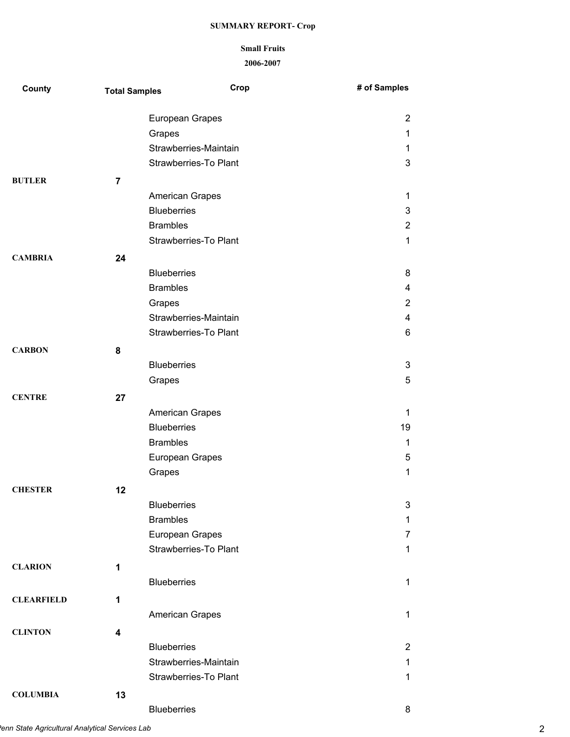**SUMMARY REPORT- Crop**

**Small Fruits**

**2006-2007**

| County | Total Samples | Crop | # of Samples |
|---|---|---|---|
| | | European Grapes | 2 |
| | | Grapes | 1 |
| | | Strawberries-Maintain | 1 |
| | | Strawberries-To Plant | 3 |
| **BUTLER** | **7** | | |
| | | American Grapes | 1 |
| | | Blueberries | 3 |
| | | Brambles | 2 |
| | | Strawberries-To Plant | 1 |
| **CAMBRIA** | **24** | | |
| | | Blueberries | 8 |
| | | Brambles | 4 |
| | | Grapes | 2 |
| | | Strawberries-Maintain | 4 |
| | | Strawberries-To Plant | 6 |
| **CARBON** | **8** | | |
| | | Blueberries | 3 |
| | | Grapes | 5 |
| **CENTRE** | **27** | | |
| | | American Grapes | 1 |
| | | Blueberries | 19 |
| | | Brambles | 1 |
| | | European Grapes | 5 |
| | | Grapes | 1 |
| **CHESTER** | **12** | | |
| | | Blueberries | 3 |
| | | Brambles | 1 |
| | | European Grapes | 7 |
| | | Strawberries-To Plant | 1 |
| **CLARION** | **1** | | |
| | | Blueberries | 1 |
| **CLEARFIELD** | **1** | | |
| | | American Grapes | 1 |
| **CLINTON** | **4** | | |
| | | Blueberries | 2 |
| | | Strawberries-Maintain | 1 |
| | | Strawberries-To Plant | 1 |
| **COLUMBIA** | **13** | | |
| | | Blueberries | 8 |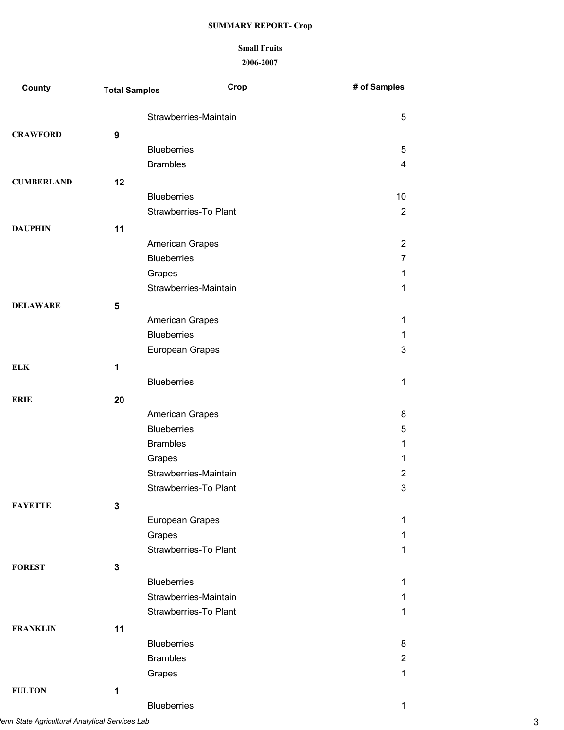**SUMMARY REPORT- Crop**

**Small Fruits**

**2006-2007**

| County | Total Samples | Crop | # of Samples |
|---|---|---|---|
| | | Strawberries-Maintain | 5 |
| **CRAWFORD** | **9** | | |
| | | Blueberries | 5 |
| | | Brambles | 4 |
| **CUMBERLAND** | **12** | | |
| | | Blueberries | 10 |
| | | Strawberries-To Plant | 2 |
| **DAUPHIN** | **11** | | |
| | | American Grapes | 2 |
| | | Blueberries | 7 |
| | | Grapes | 1 |
| | | Strawberries-Maintain | 1 |
| **DELAWARE** | **5** | | |
| | | American Grapes | 1 |
| | | Blueberries | 1 |
| | | European Grapes | 3 |
| **ELK** | **1** | | |
| | | Blueberries | 1 |
| **ERIE** | **20** | | |
| | | American Grapes | 8 |
| | | Blueberries | 5 |
| | | Brambles | 1 |
| | | Grapes | 1 |
| | | Strawberries-Maintain | 2 |
| | | Strawberries-To Plant | 3 |
| **FAYETTE** | **3** | | |
| | | European Grapes | 1 |
| | | Grapes | 1 |
| | | Strawberries-To Plant | 1 |
| **FOREST** | **3** | | |
| | | Blueberries | 1 |
| | | Strawberries-Maintain | 1 |
| | | Strawberries-To Plant | 1 |
| **FRANKLIN** | **11** | | |
| | | Blueberries | 8 |
| | | Brambles | 2 |
| | | Grapes | 1 |
| **FULTON** | **1** | | |
| | | Blueberries | 1 |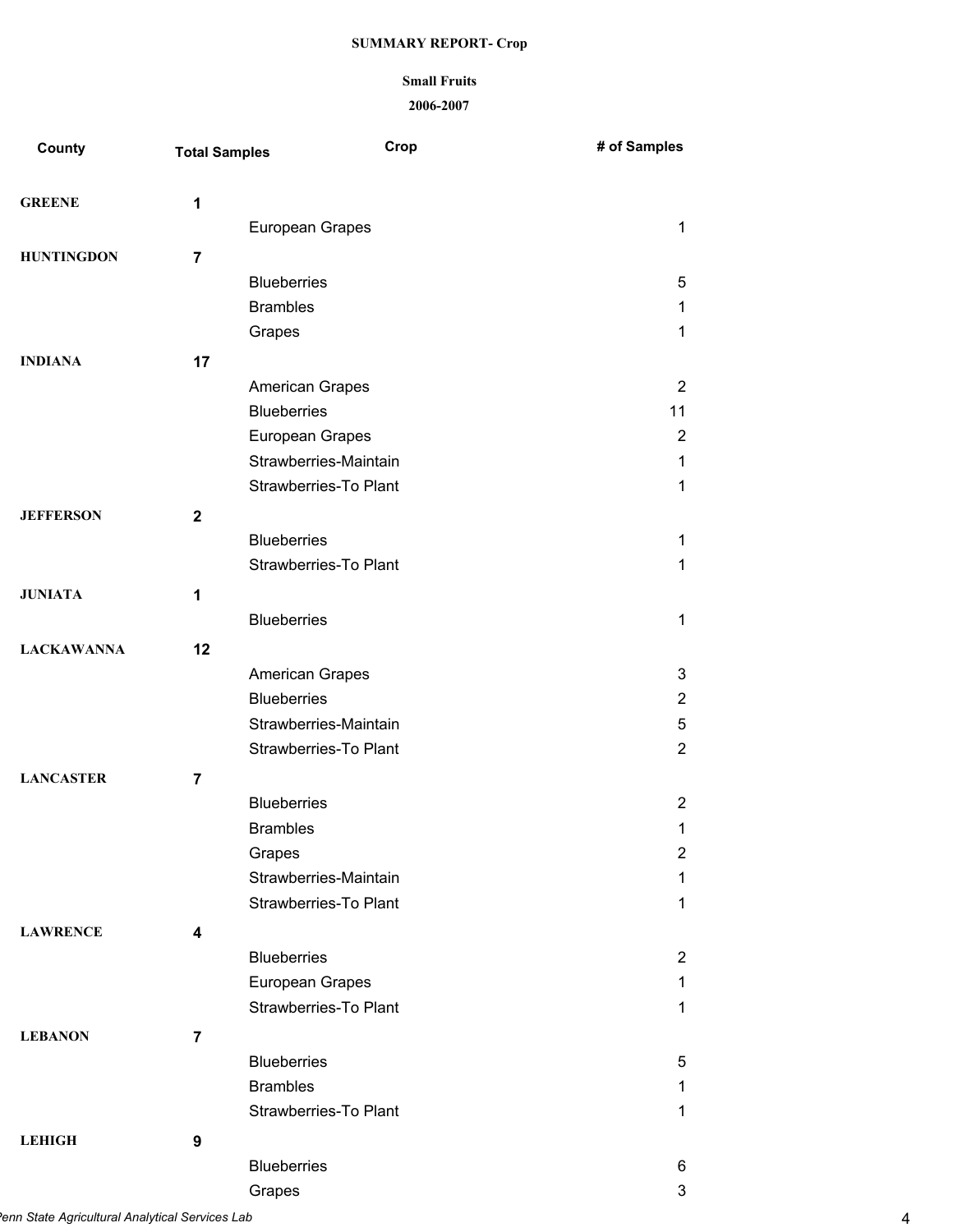**SUMMARY REPORT- Crop**

**Small Fruits**

**2006-2007**

| County | Total Samples | Crop | # of Samples |
|---|---|---|---|
| **GREENE** | **1** | | |
| | | European Grapes | 1 |
| **HUNTINGDON** | **7** | | |
| | | Blueberries | 5 |
| | | Brambles | 1 |
| | | Grapes | 1 |
| **INDIANA** | **17** | | |
| | | American Grapes | 2 |
| | | Blueberries | 11 |
| | | European Grapes | 2 |
| | | Strawberries-Maintain | 1 |
| | | Strawberries-To Plant | 1 |
| **JEFFERSON** | **2** | | |
| | | Blueberries | 1 |
| | | Strawberries-To Plant | 1 |
| **JUNIATA** | **1** | | |
| | | Blueberries | 1 |
| **LACKAWANNA** | **12** | | |
| | | American Grapes | 3 |
| | | Blueberries | 2 |
| | | Strawberries-Maintain | 5 |
| | | Strawberries-To Plant | 2 |
| **LANCASTER** | **7** | | |
| | | Blueberries | 2 |
| | | Brambles | 1 |
| | | Grapes | 2 |
| | | Strawberries-Maintain | 1 |
| | | Strawberries-To Plant | 1 |
| **LAWRENCE** | **4** | | |
| | | Blueberries | 2 |
| | | European Grapes | 1 |
| | | Strawberries-To Plant | 1 |
| **LEBANON** | **7** | | |
| | | Blueberries | 5 |
| | | Brambles | 1 |
| | | Strawberries-To Plant | 1 |
| **LEHIGH** | **9** | | |
| | | Blueberries | 6 |
| | | Grapes | 3 |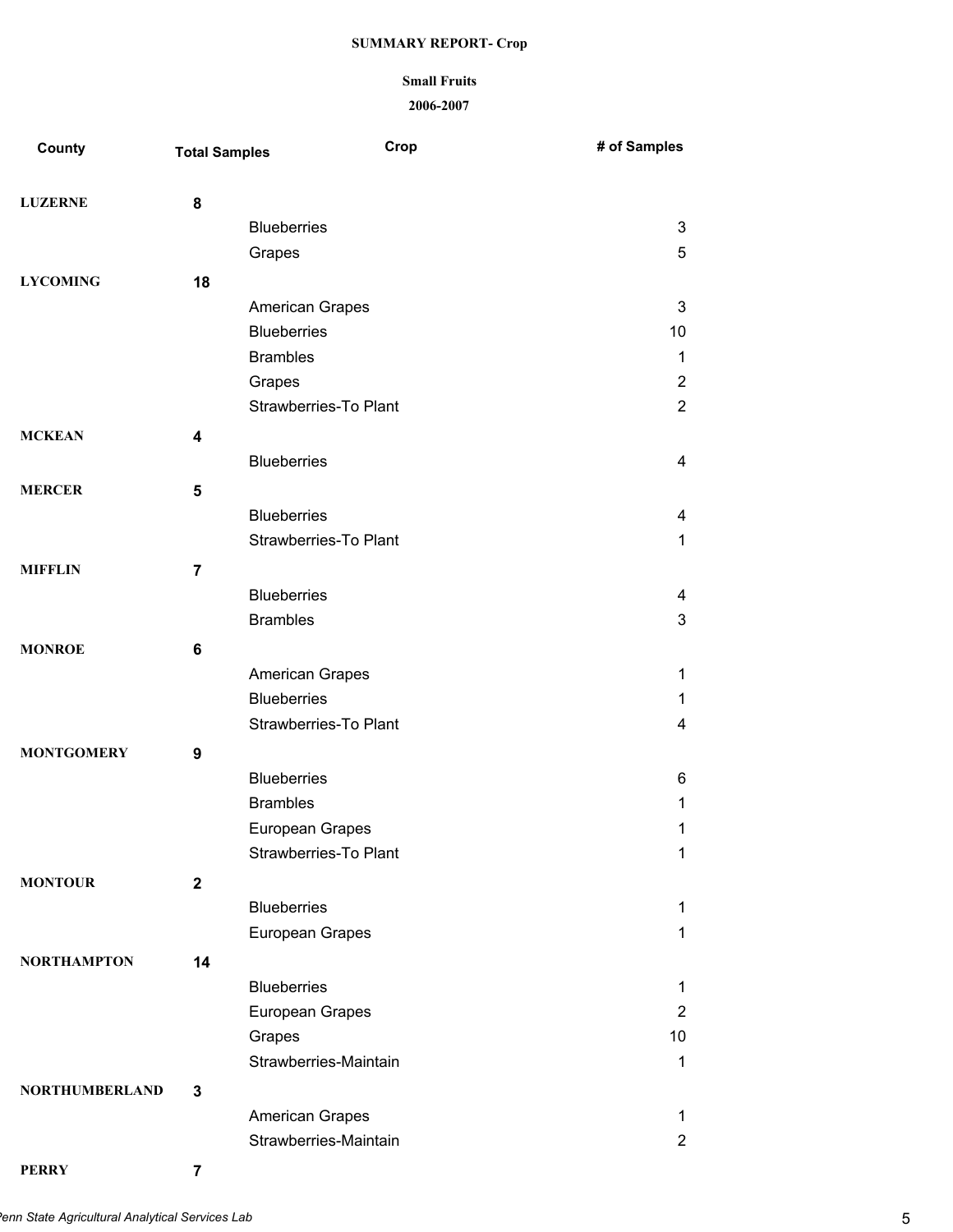**SUMMARY REPORT- Crop**

**Small Fruits**

**2006-2007**

| County | Total Samples | Crop | # of Samples |
|---|---|---|---|
| **LUZERNE** | **8** | | |
| | | Blueberries | 3 |
| | | Grapes | 5 |
| **LYCOMING** | **18** | | |
| | | American Grapes | 3 |
| | | Blueberries | 10 |
| | | Brambles | 1 |
| | | Grapes | 2 |
| | | Strawberries-To Plant | 2 |
| **MCKEAN** | **4** | | |
| | | Blueberries | 4 |
| **MERCER** | **5** | | |
| | | Blueberries | 4 |
| | | Strawberries-To Plant | 1 |
| **MIFFLIN** | **7** | | |
| | | Blueberries | 4 |
| | | Brambles | 3 |
| **MONROE** | **6** | | |
| | | American Grapes | 1 |
| | | Blueberries | 1 |
| | | Strawberries-To Plant | 4 |
| **MONTGOMERY** | **9** | | |
| | | Blueberries | 6 |
| | | Brambles | 1 |
| | | European Grapes | 1 |
| | | Strawberries-To Plant | 1 |
| **MONTOUR** | **2** | | |
| | | Blueberries | 1 |
| | | European Grapes | 1 |
| **NORTHAMPTON** | **14** | | |
| | | Blueberries | 1 |
| | | European Grapes | 2 |
| | | Grapes | 10 |
| | | Strawberries-Maintain | 1 |
| **NORTHUMBERLAND** | **3** | | |
| | | American Grapes | 1 |
| | | Strawberries-Maintain | 2 |
| **PERRY** | **7** | | |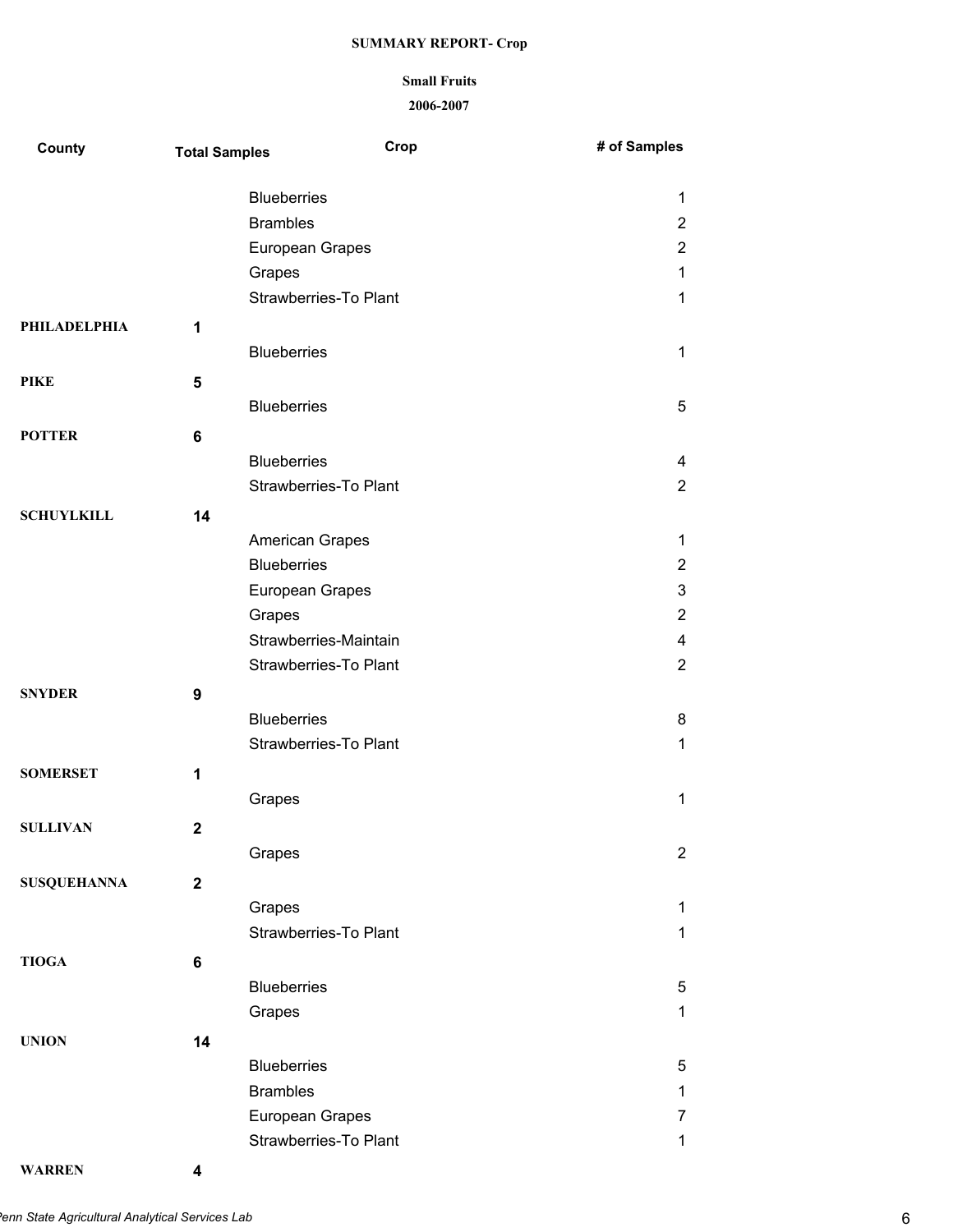**SUMMARY REPORT- Crop**

**Small Fruits**

**2006-2007**

| County | Total Samples | Crop | # of Samples |
|---|---|---|---|
| | | Blueberries | 1 |
| | | Brambles | 2 |
| | | European Grapes | 2 |
| | | Grapes | 1 |
| | | Strawberries-To Plant | 1 |
| **PHILADELPHIA** | **1** | | |
| | | Blueberries | 1 |
| **PIKE** | **5** | | |
| | | Blueberries | 5 |
| **POTTER** | **6** | | |
| | | Blueberries | 4 |
| | | Strawberries-To Plant | 2 |
| **SCHUYLKILL** | **14** | | |
| | | American Grapes | 1 |
| | | Blueberries | 2 |
| | | European Grapes | 3 |
| | | Grapes | 2 |
| | | Strawberries-Maintain | 4 |
| | | Strawberries-To Plant | 2 |
| **SNYDER** | **9** | | |
| | | Blueberries | 8 |
| | | Strawberries-To Plant | 1 |
| **SOMERSET** | **1** | | |
| | | Grapes | 1 |
| **SULLIVAN** | **2** | | |
| | | Grapes | 2 |
| **SUSQUEHANNA** | **2** | | |
| | | Grapes | 1 |
| | | Strawberries-To Plant | 1 |
| **TIOGA** | **6** | | |
| | | Blueberries | 5 |
| | | Grapes | 1 |
| **UNION** | **14** | | |
| | | Blueberries | 5 |
| | | Brambles | 1 |
| | | European Grapes | 7 |
| | | Strawberries-To Plant | 1 |
| **WARREN** | **4** | | |

*Penn State Agricultural Analytical Services Lab*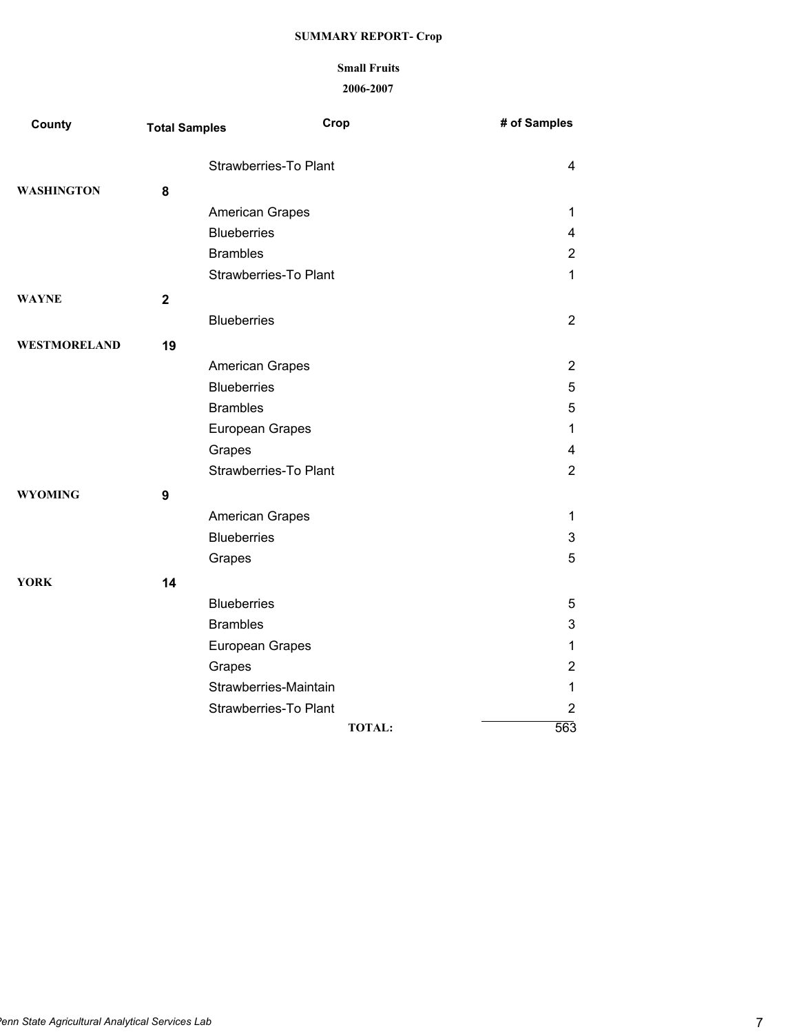**SUMMARY REPORT- Crop**

**Small Fruits**

**2006-2007**

| County | Total Samples | Crop | # of Samples |
|---|---|---|---|
| | | Strawberries-To Plant | 4 |
| **WASHINGTON** | **8** | | |
| | | American Grapes | 1 |
| | | Blueberries | 4 |
| | | Brambles | 2 |
| | | Strawberries-To Plant | 1 |
| **WAYNE** | **2** | | |
| | | Blueberries | 2 |
| **WESTMORELAND** | **19** | | |
| | | American Grapes | 2 |
| | | Blueberries | 5 |
| | | Brambles | 5 |
| | | European Grapes | 1 |
| | | Grapes | 4 |
| | | Strawberries-To Plant | 2 |
| **WYOMING** | **9** | | |
| | | American Grapes | 1 |
| | | Blueberries | 3 |
| | | Grapes | 5 |
| **YORK** | **14** | | |
| | | Blueberries | 5 |
| | | Brambles | 3 |
| | | European Grapes | 1 |
| | | Grapes | 2 |
| | | Strawberries-Maintain | 1 |
| | | Strawberries-To Plant | 2 |
| | | **TOTAL:** | 563 |